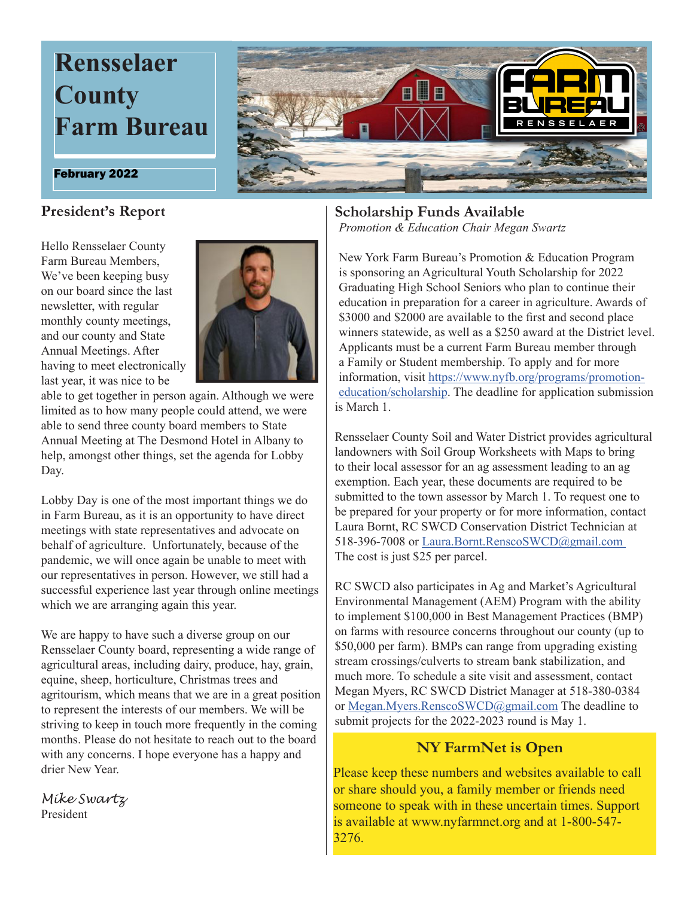# Rensselaer County Farm Bureau

**February 2022**

## President's Report

Hello Rensselaer County Farm Bureau Members,
We've been keeping busy on our board since the last newsletter, with regular monthly county meetings, and our county and State Annual Meetings. After having to meet electronically last year, it was nice to be able to get together in person again. Although we were limited as to how many people could attend, we were able to send three county board members to State Annual Meeting at The Desmond Hotel in Albany to help, amongst other things, set the agenda for Lobby Day.

Lobby Day is one of the most important things we do in Farm Bureau, as it is an opportunity to have direct meetings with state representatives and advocate on behalf of agriculture. Unfortunately, because of the pandemic, we will once again be unable to meet with our representatives in person. However, we still had a successful experience last year through online meetings which we are arranging again this year.

We are happy to have such a diverse group on our Rensselaer County board, representing a wide range of agricultural areas, including dairy, produce, hay, grain, equine, sheep, horticulture, Christmas trees and agritourism, which means that we are in a great position to represent the interests of our members. We will be striving to keep in touch more frequently in the coming months. Please do not hesitate to reach out to the board with any concerns. I hope everyone has a happy and drier New Year.

*Mike Swartz*
President

## Scholarship Funds Available

*Promotion & Education Chair Megan Swartz*

New York Farm Bureau's Promotion & Education Program is sponsoring an Agricultural Youth Scholarship for 2022 Graduating High School Seniors who plan to continue their education in preparation for a career in agriculture. Awards of $3000 and $2000 are available to the first and second place winners statewide, as well as a $250 award at the District level. Applicants must be a current Farm Bureau member through a Family or Student membership. To apply and for more information, visit https://www.nyfb.org/programs/promotion-education/scholarship. The deadline for application submission is March 1.

Rensselaer County Soil and Water District provides agricultural landowners with Soil Group Worksheets with Maps to bring to their local assessor for an ag assessment leading to an ag exemption. Each year, these documents are required to be submitted to the town assessor by March 1. To request one to be prepared for your property or for more information, contact Laura Bornt, RC SWCD Conservation District Technician at 518-396-7008 or Laura.Bornt.RenscoSWCD@gmail.com The cost is just $25 per parcel.

RC SWCD also participates in Ag and Market's Agricultural Environmental Management (AEM) Program with the ability to implement $100,000 in Best Management Practices (BMP) on farms with resource concerns throughout our county (up to $50,000 per farm). BMPs can range from upgrading existing stream crossings/culverts to stream bank stabilization, and much more. To schedule a site visit and assessment, contact Megan Myers, RC SWCD District Manager at 518-380-0384 or Megan.Myers.RenscoSWCD@gmail.com The deadline to submit projects for the 2022-2023 round is May 1.

## NY FarmNet is Open

Please keep these numbers and websites available to call or share should you, a family member or friends need someone to speak with in these uncertain times. Support is available at www.nyfarmnet.org and at 1-800-547-3276.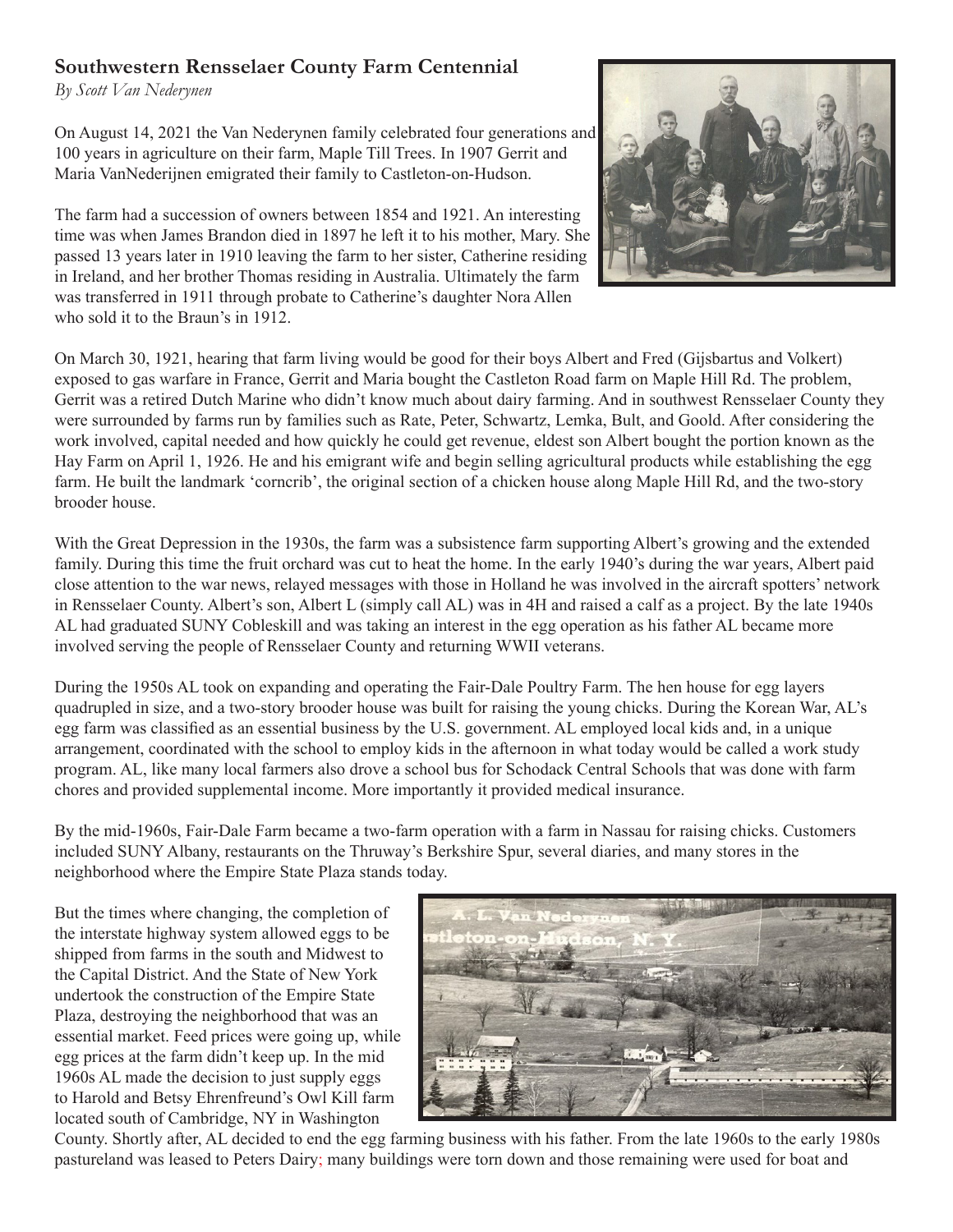## Southwestern Rensselaer County Farm Centennial

*By Scott Van Nederynen*

On August 14, 2021 the Van Nederynen family celebrated four generations and 100 years in agriculture on their farm, Maple Till Trees. In 1907 Gerrit and Maria VanNederijnen emigrated their family to Castleton-on-Hudson.

The farm had a succession of owners between 1854 and 1921. An interesting time was when James Brandon died in 1897 he left it to his mother, Mary. She passed 13 years later in 1910 leaving the farm to her sister, Catherine residing in Ireland, and her brother Thomas residing in Australia. Ultimately the farm was transferred in 1911 through probate to Catherine's daughter Nora Allen who sold it to the Braun's in 1912.

On March 30, 1921, hearing that farm living would be good for their boys Albert and Fred (Gijsbartus and Volkert) exposed to gas warfare in France, Gerrit and Maria bought the Castleton Road farm on Maple Hill Rd. The problem, Gerrit was a retired Dutch Marine who didn't know much about dairy farming. And in southwest Rensselaer County they were surrounded by farms run by families such as Rate, Peter, Schwartz, Lemka, Bult, and Goold. After considering the work involved, capital needed and how quickly he could get revenue, eldest son Albert bought the portion known as the Hay Farm on April 1, 1926. He and his emigrant wife and begin selling agricultural products while establishing the egg farm. He built the landmark 'corncrib', the original section of a chicken house along Maple Hill Rd, and the two-story brooder house.

With the Great Depression in the 1930s, the farm was a subsistence farm supporting Albert's growing and the extended family. During this time the fruit orchard was cut to heat the home. In the early 1940's during the war years, Albert paid close attention to the war news, relayed messages with those in Holland he was involved in the aircraft spotters' network in Rensselaer County. Albert's son, Albert L (simply call AL) was in 4H and raised a calf as a project. By the late 1940s AL had graduated SUNY Cobleskill and was taking an interest in the egg operation as his father AL became more involved serving the people of Rensselaer County and returning WWII veterans.

During the 1950s AL took on expanding and operating the Fair-Dale Poultry Farm. The hen house for egg layers quadrupled in size, and a two-story brooder house was built for raising the young chicks. During the Korean War, AL's egg farm was classified as an essential business by the U.S. government. AL employed local kids and, in a unique arrangement, coordinated with the school to employ kids in the afternoon in what today would be called a work study program. AL, like many local farmers also drove a school bus for Schodack Central Schools that was done with farm chores and provided supplemental income. More importantly it provided medical insurance.

By the mid-1960s, Fair-Dale Farm became a two-farm operation with a farm in Nassau for raising chicks. Customers included SUNY Albany, restaurants on the Thruway's Berkshire Spur, several diaries, and many stores in the neighborhood where the Empire State Plaza stands today.

But the times where changing, the completion of the interstate highway system allowed eggs to be shipped from farms in the south and Midwest to the Capital District. And the State of New York undertook the construction of the Empire State Plaza, destroying the neighborhood that was an essential market. Feed prices were going up, while egg prices at the farm didn't keep up. In the mid 1960s AL made the decision to just supply eggs to Harold and Betsy Ehrenfreund's Owl Kill farm located south of Cambridge, NY in Washington County. Shortly after, AL decided to end the egg farming business with his father. From the late 1960s to the early 1980s pastureland was leased to Peters Dairy; many buildings were torn down and those remaining were used for boat and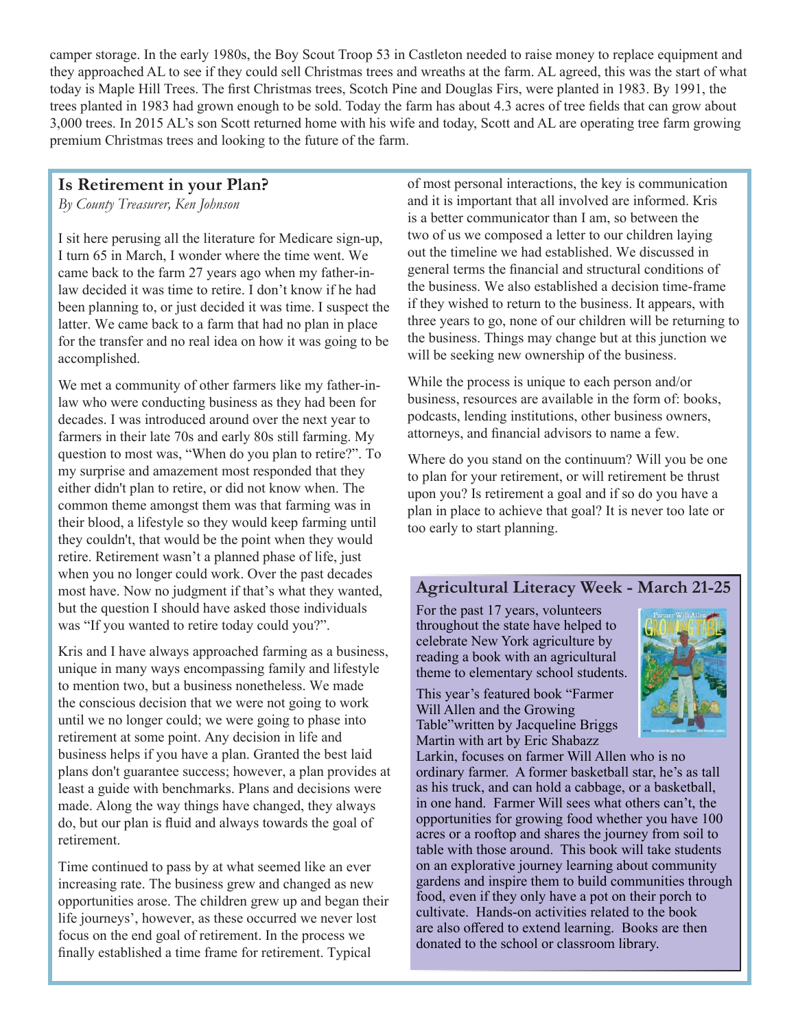camper storage. In the early 1980s, the Boy Scout Troop 53 in Castleton needed to raise money to replace equipment and they approached AL to see if they could sell Christmas trees and wreaths at the farm. AL agreed, this was the start of what today is Maple Hill Trees. The first Christmas trees, Scotch Pine and Douglas Firs, were planted in 1983. By 1991, the trees planted in 1983 had grown enough to be sold. Today the farm has about 4.3 acres of tree fields that can grow about 3,000 trees. In 2015 AL's son Scott returned home with his wife and today, Scott and AL are operating tree farm growing premium Christmas trees and looking to the future of the farm.

## Is Retirement in your Plan?

*By County Treasurer, Ken Johnson*

I sit here perusing all the literature for Medicare sign-up, I turn 65 in March, I wonder where the time went. We came back to the farm 27 years ago when my father-in-law decided it was time to retire. I don't know if he had been planning to, or just decided it was time. I suspect the latter. We came back to a farm that had no plan in place for the transfer and no real idea on how it was going to be accomplished.

We met a community of other farmers like my father-in-law who were conducting business as they had been for decades. I was introduced around over the next year to farmers in their late 70s and early 80s still farming. My question to most was, "When do you plan to retire?". To my surprise and amazement most responded that they either didn't plan to retire, or did not know when. The common theme amongst them was that farming was in their blood, a lifestyle so they would keep farming until they couldn't, that would be the point when they would retire. Retirement wasn't a planned phase of life, just when you no longer could work. Over the past decades most have. Now no judgment if that's what they wanted, but the question I should have asked those individuals was "If you wanted to retire today could you?".

Kris and I have always approached farming as a business, unique in many ways encompassing family and lifestyle to mention two, but a business nonetheless. We made the conscious decision that we were not going to work until we no longer could; we were going to phase into retirement at some point. Any decision in life and business helps if you have a plan. Granted the best laid plans don't guarantee success; however, a plan provides at least a guide with benchmarks. Plans and decisions were made. Along the way things have changed, they always do, but our plan is fluid and always towards the goal of retirement.

Time continued to pass by at what seemed like an ever increasing rate. The business grew and changed as new opportunities arose. The children grew up and began their life journeys', however, as these occurred we never lost focus on the end goal of retirement. In the process we finally established a time frame for retirement. Typical of most personal interactions, the key is communication and it is important that all involved are informed. Kris is a better communicator than I am, so between the two of us we composed a letter to our children laying out the timeline we had established. We discussed in general terms the financial and structural conditions of the business. We also established a decision time-frame if they wished to return to the business. It appears, with three years to go, none of our children will be returning to the business. Things may change but at this junction we will be seeking new ownership of the business.

While the process is unique to each person and/or business, resources are available in the form of: books, podcasts, lending institutions, other business owners, attorneys, and financial advisors to name a few.

Where do you stand on the continuum? Will you be one to plan for your retirement, or will retirement be thrust upon you? Is retirement a goal and if so do you have a plan in place to achieve that goal? It is never too late or too early to start planning.

## Agricultural Literacy Week - March 21-25

For the past 17 years, volunteers throughout the state have helped to celebrate New York agriculture by reading a book with an agricultural theme to elementary school students.

This year's featured book "Farmer Will Allen and the Growing Table"written by Jacqueline Briggs Martin with art by Eric Shabazz Larkin, focuses on farmer Will Allen who is no ordinary farmer. A former basketball star, he's as tall as his truck, and can hold a cabbage, or a basketball, in one hand. Farmer Will sees what others can't, the opportunities for growing food whether you have 100 acres or a rooftop and shares the journey from soil to table with those around. This book will take students on an explorative journey learning about community gardens and inspire them to build communities through food, even if they only have a pot on their porch to cultivate. Hands-on activities related to the book are also offered to extend learning. Books are then donated to the school or classroom library.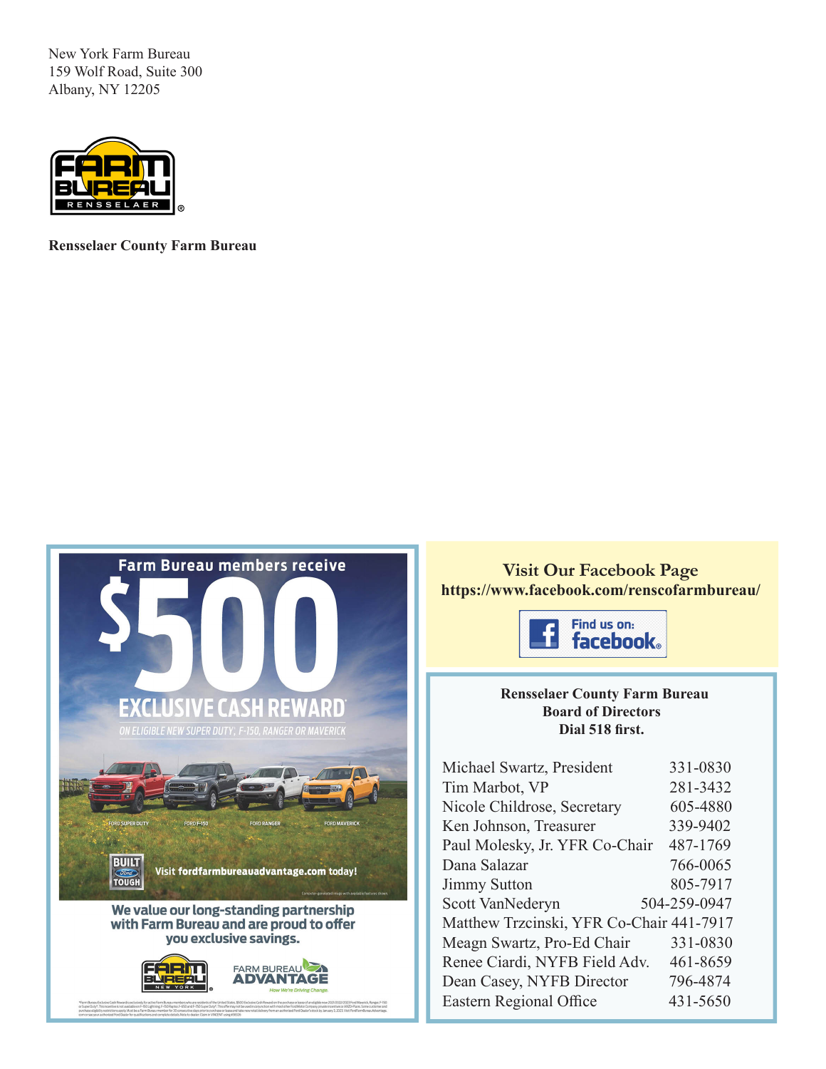New York Farm Bureau
159 Wolf Road, Suite 300
Albany, NY 12205

FARM BUREAU RENSSELAER

**Rensselaer County Farm Bureau**

Farm Bureau members receive

# $500

EXCLUSIVE CASH REWARD*

ON ELIGIBLE NEW SUPER DUTY®, F-150, RANGER OR MAVERICK

FORD SUPER DUTY FORD F-150 FORD RANGER FORD MAVERICK

BUILT Ford TOUGH

Visit **fordfarmbureauadvantage.com** today!

Computer-generated image with available features shown.

**We value our long-standing partnership with Farm Bureau and are proud to offer you exclusive savings.**

FARM BUREAU NEW YORK

FARM BUREAU ADVANTAGE — How We're Driving Change.

## Visit Our Facebook Page

**https://www.facebook.com/renscofarmbureau/**

Find us on: facebook.

**Rensselaer County Farm Bureau**
**Board of Directors**
**Dial 518 first.**

| | |
|---|---|
| Michael Swartz, President | 331-0830 |
| Tim Marbot, VP | 281-3432 |
| Nicole Childrose, Secretary | 605-4880 |
| Ken Johnson, Treasurer | 339-9402 |
| Paul Molesky, Jr. YFR Co-Chair | 487-1769 |
| Dana Salazar | 766-0065 |
| Jimmy Sutton | 805-7917 |
| Scott VanNederyn | 504-259-0947 |
| Matthew Trzcinski, YFR Co-Chair | 441-7917 |
| Meagn Swartz, Pro-Ed Chair | 331-0830 |
| Renee Ciardi, NYFB Field Adv. | 461-8659 |
| Dean Casey, NYFB Director | 796-4874 |
| Eastern Regional Office | 431-5650 |